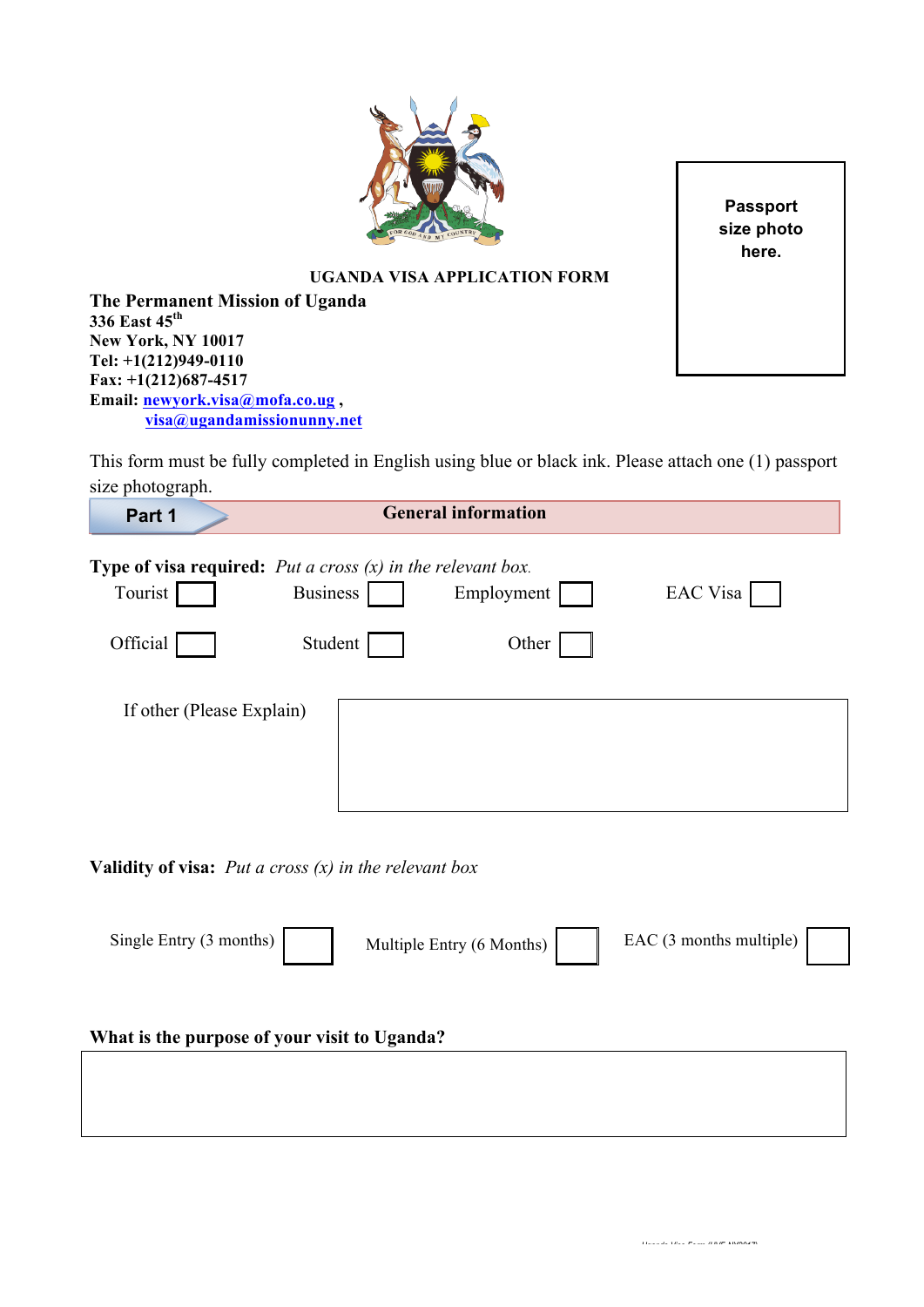**Passport size photo here.**

# UGANDA VISA APPLICATION FORM

**The Permanent Mission of Uganda**
**336 East 45th**
**New York, NY 10017**
**Tel: +1(212)949-0110**
**Fax: +1(212)687-4517**
**Email: newyork.visa@mofa.co.ug ,**
**visa@ugandamissionunny.net**

This form must be fully completed in English using blue or black ink. Please attach one (1) passport size photograph.

## Part 1 — General information

**Type of visa required:** *Put a cross (x) in the relevant box.*

Tourist ☐ Business ☐ Employment ☐ EAC Visa ☐

Official ☐ Student ☐ Other ☐

If other (Please Explain)

**Validity of visa:** *Put a cross (x) in the relevant box*

Single Entry (3 months) ☐ Multiple Entry (6 Months) ☐ EAC (3 months multiple) ☐

**What is the purpose of your visit to Uganda?**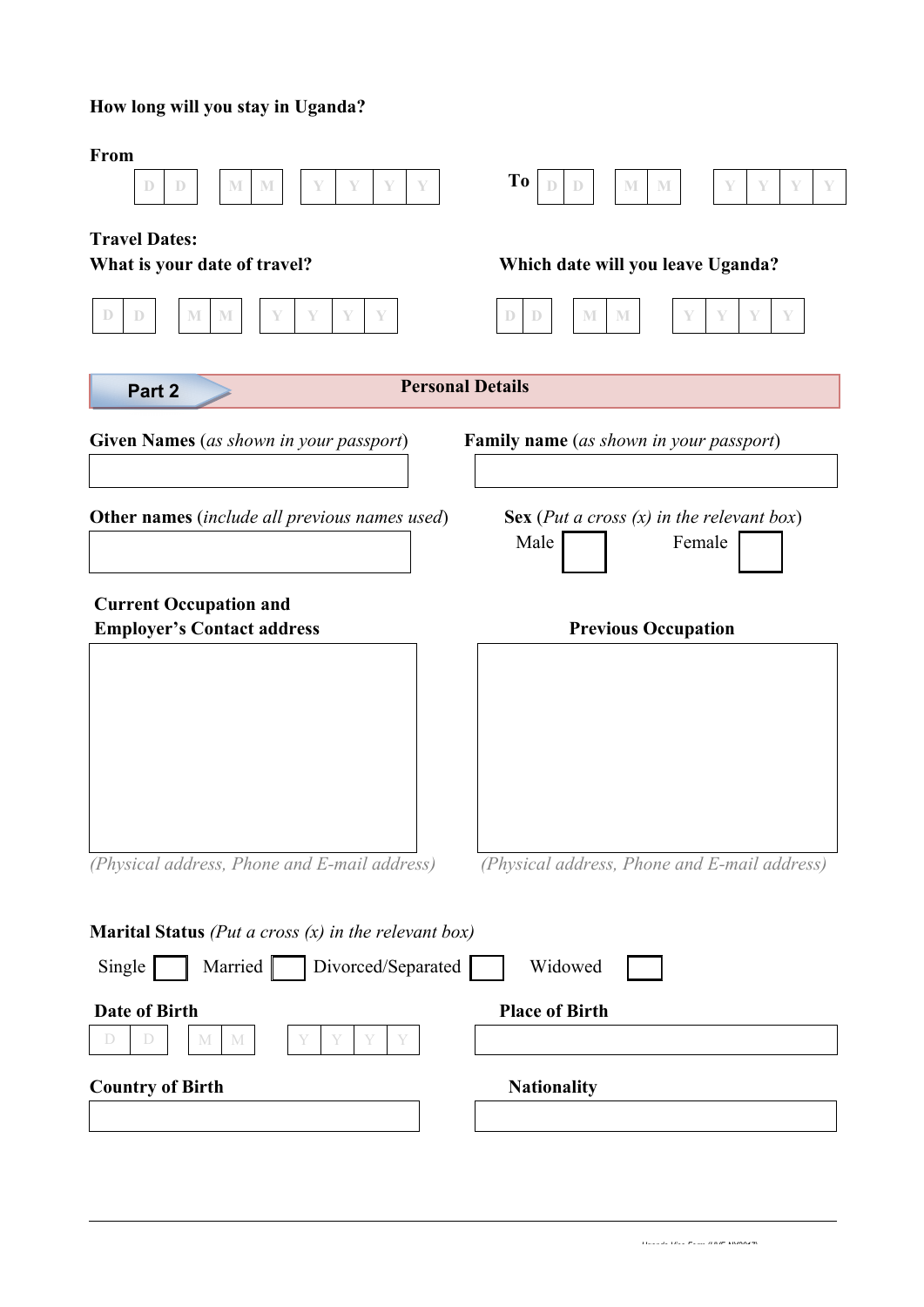**How long will you stay in Uganda?**

**From** D D / M M / Y Y Y Y **To** D D / M M / Y Y Y Y

**Travel Dates:**

**What is your date of travel?** D D / M M / Y Y Y Y

**Which date will you leave Uganda?** D D / M M / Y Y Y Y

## Part 2 — Personal Details

**Given Names** (*as shown in your passport*)

**Family name** (*as shown in your passport*)

**Other names** (*include all previous names used*)

**Sex** (*Put a cross (x) in the relevant box*)

Male ☐ Female ☐

**Current Occupation and Employer's Contact address**

*(Physical address, Phone and E-mail address)*

**Previous Occupation**

*(Physical address, Phone and E-mail address)*

**Marital Status** *(Put a cross (x) in the relevant box)*

Single ☐ Married ☐ Divorced/Separated ☐ Widowed ☐

**Date of Birth** D D / M M / Y Y Y Y

**Place of Birth**

**Country of Birth**

**Nationality**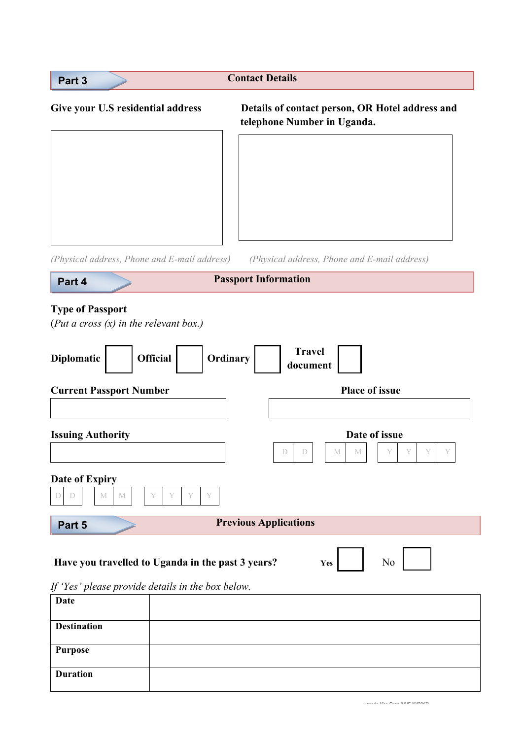## Part 3 Contact Details

**Give your U.S residential address**

*(Physical address, Phone and E-mail address)*

**Details of contact person, OR Hotel address and telephone Number in Uganda.**

*(Physical address, Phone and E-mail address)*

## Part 4 Passport Information

**Type of Passport**
(*Put a cross (x) in the relevant box.)*

**Diplomatic** ☐ **Official** ☐ **Ordinary** ☐ **Travel document** ☐

**Current Passport Number**

**Place of issue**

**Issuing Authority**

**Date of issue**

D D M M Y Y Y Y

**Date of Expiry**

D D M M Y Y Y Y

## Part 5 Previous Applications

**Have you travelled to Uganda in the past 3 years?** **Yes** ☐ No ☐

*If 'Yes' please provide details in the box below.*

| | |
|---|---|
| **Date** | |
| **Destination** | |
| **Purpose** | |
| **Duration** | |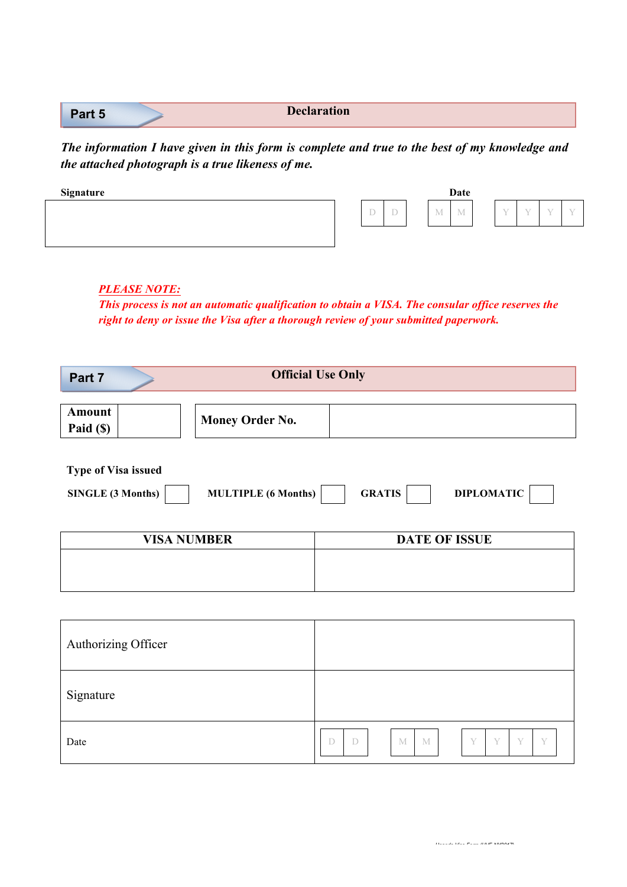## Part 5 — Declaration

***The information I have given in this form is complete and true to the best of my knowledge and the attached photograph is a true likeness of me.***

**Signature**

**Date** D D | M M | Y Y Y Y

***PLEASE NOTE:***
***This process is not an automatic qualification to obtain a VISA. The consular office reserves the right to deny or issue the Visa after a thorough review of your submitted paperwork.***

## Part 7 — Official Use Only

| | | | |
|---|---|---|---|
| **Amount Paid ($)** | | **Money Order No.** | |

**Type of Visa issued**

**SINGLE (3 Months)** ☐ **MULTIPLE (6 Months)** ☐ **GRATIS** ☐ **DIPLOMATIC** ☐

| VISA NUMBER | DATE OF ISSUE |
|---|---|
| | |

| | |
|---|---|
| Authorizing Officer | |
| Signature | |
| Date | D D \| M M \| Y Y Y Y |